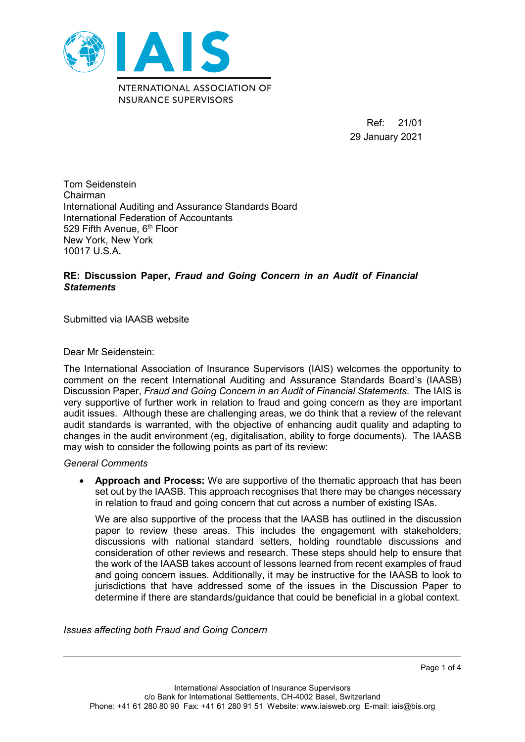# IAIS

INTERNATIONAL ASSOCIATION OF INSURANCE SUPERVISORS

Ref: 21/01
29 January 2021

Tom Seidenstein
Chairman
International Auditing and Assurance Standards Board
International Federation of Accountants
529 Fifth Avenue, 6th Floor
New York, New York
10017 U.S.A**.**

**RE: Discussion Paper, *Fraud and Going Concern in an Audit of Financial Statements***

Submitted via IAASB website

Dear Mr Seidenstein:

The International Association of Insurance Supervisors (IAIS) welcomes the opportunity to comment on the recent International Auditing and Assurance Standards Board's (IAASB) Discussion Paper, *Fraud and Going Concern in an Audit of Financial Statements*. The IAIS is very supportive of further work in relation to fraud and going concern as they are important audit issues. Although these are challenging areas, we do think that a review of the relevant audit standards is warranted, with the objective of enhancing audit quality and adapting to changes in the audit environment (eg, digitalisation, ability to forge documents). The IAASB may wish to consider the following points as part of its review:

*General Comments*

- **Approach and Process:** We are supportive of the thematic approach that has been set out by the IAASB. This approach recognises that there may be changes necessary in relation to fraud and going concern that cut across a number of existing ISAs.

  We are also supportive of the process that the IAASB has outlined in the discussion paper to review these areas. This includes the engagement with stakeholders, discussions with national standard setters, holding roundtable discussions and consideration of other reviews and research. These steps should help to ensure that the work of the IAASB takes account of lessons learned from recent examples of fraud and going concern issues. Additionally, it may be instructive for the IAASB to look to jurisdictions that have addressed some of the issues in the Discussion Paper to determine if there are standards/guidance that could be beneficial in a global context.

*Issues affecting both Fraud and Going Concern*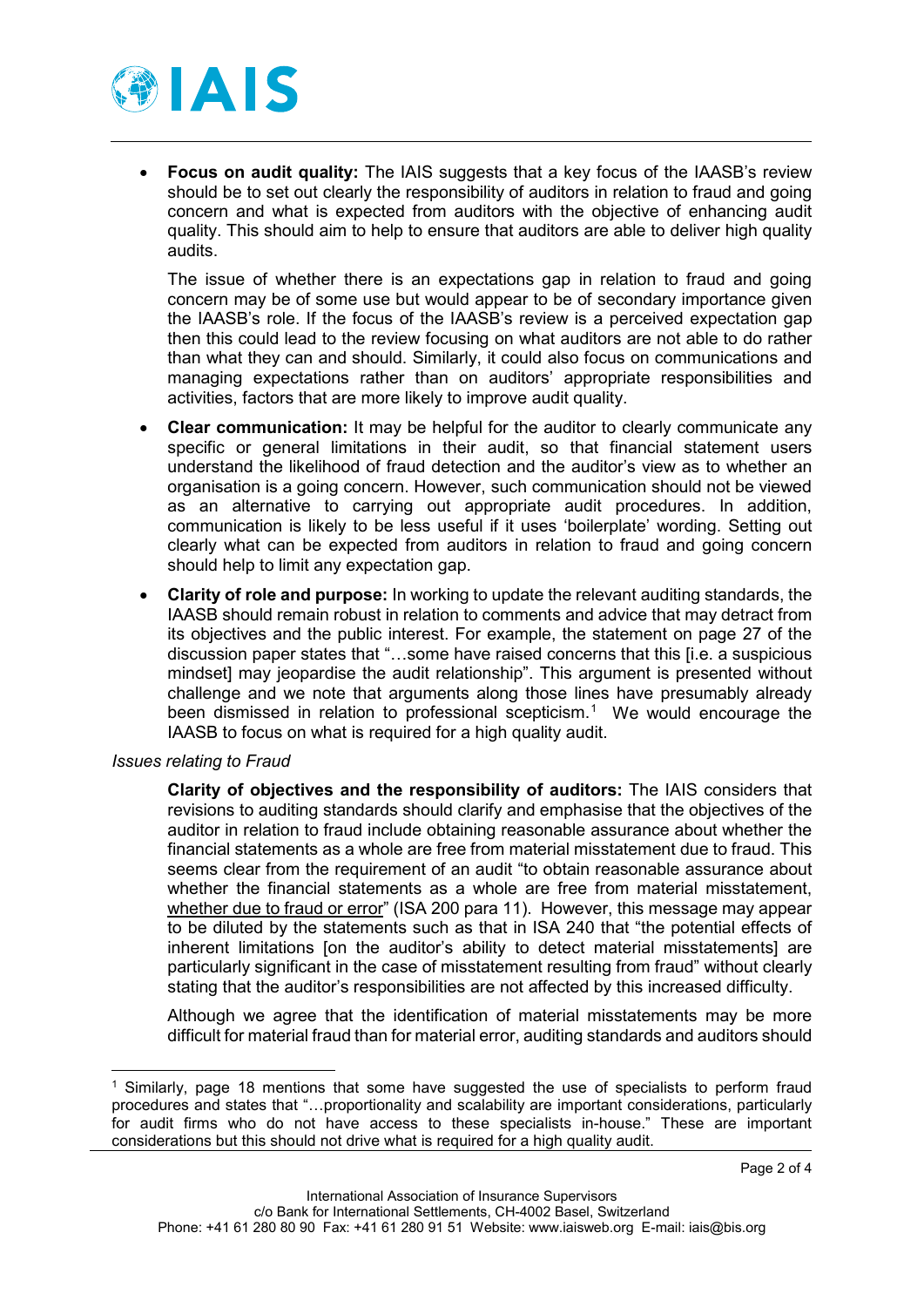- **Focus on audit quality:** The IAIS suggests that a key focus of the IAASB's review should be to set out clearly the responsibility of auditors in relation to fraud and going concern and what is expected from auditors with the objective of enhancing audit quality. This should aim to help to ensure that auditors are able to deliver high quality audits.

  The issue of whether there is an expectations gap in relation to fraud and going concern may be of some use but would appear to be of secondary importance given the IAASB's role. If the focus of the IAASB's review is a perceived expectation gap then this could lead to the review focusing on what auditors are not able to do rather than what they can and should. Similarly, it could also focus on communications and managing expectations rather than on auditors' appropriate responsibilities and activities, factors that are more likely to improve audit quality.

- **Clear communication:** It may be helpful for the auditor to clearly communicate any specific or general limitations in their audit, so that financial statement users understand the likelihood of fraud detection and the auditor's view as to whether an organisation is a going concern. However, such communication should not be viewed as an alternative to carrying out appropriate audit procedures. In addition, communication is likely to be less useful if it uses 'boilerplate' wording. Setting out clearly what can be expected from auditors in relation to fraud and going concern should help to limit any expectation gap.

- **Clarity of role and purpose:** In working to update the relevant auditing standards, the IAASB should remain robust in relation to comments and advice that may detract from its objectives and the public interest. For example, the statement on page 27 of the discussion paper states that "…some have raised concerns that this [i.e. a suspicious mindset] may jeopardise the audit relationship". This argument is presented without challenge and we note that arguments along those lines have presumably already been dismissed in relation to professional scepticism.[1] We would encourage the IAASB to focus on what is required for a high quality audit.

*Issues relating to Fraud*

**Clarity of objectives and the responsibility of auditors:** The IAIS considers that revisions to auditing standards should clarify and emphasise that the objectives of the auditor in relation to fraud include obtaining reasonable assurance about whether the financial statements as a whole are free from material misstatement due to fraud. This seems clear from the requirement of an audit "to obtain reasonable assurance about whether the financial statements as a whole are free from material misstatement, <u>whether due to fraud or error</u>" (ISA 200 para 11). However, this message may appear to be diluted by the statements such as that in ISA 240 that "the potential effects of inherent limitations [on the auditor's ability to detect material misstatements] are particularly significant in the case of misstatement resulting from fraud" without clearly stating that the auditor's responsibilities are not affected by this increased difficulty.

Although we agree that the identification of material misstatements may be more difficult for material fraud than for material error, auditing standards and auditors should

---

[1] Similarly, page 18 mentions that some have suggested the use of specialists to perform fraud procedures and states that "…proportionality and scalability are important considerations, particularly for audit firms who do not have access to these specialists in-house." These important considerations but this should not drive what is required for a high quality audit.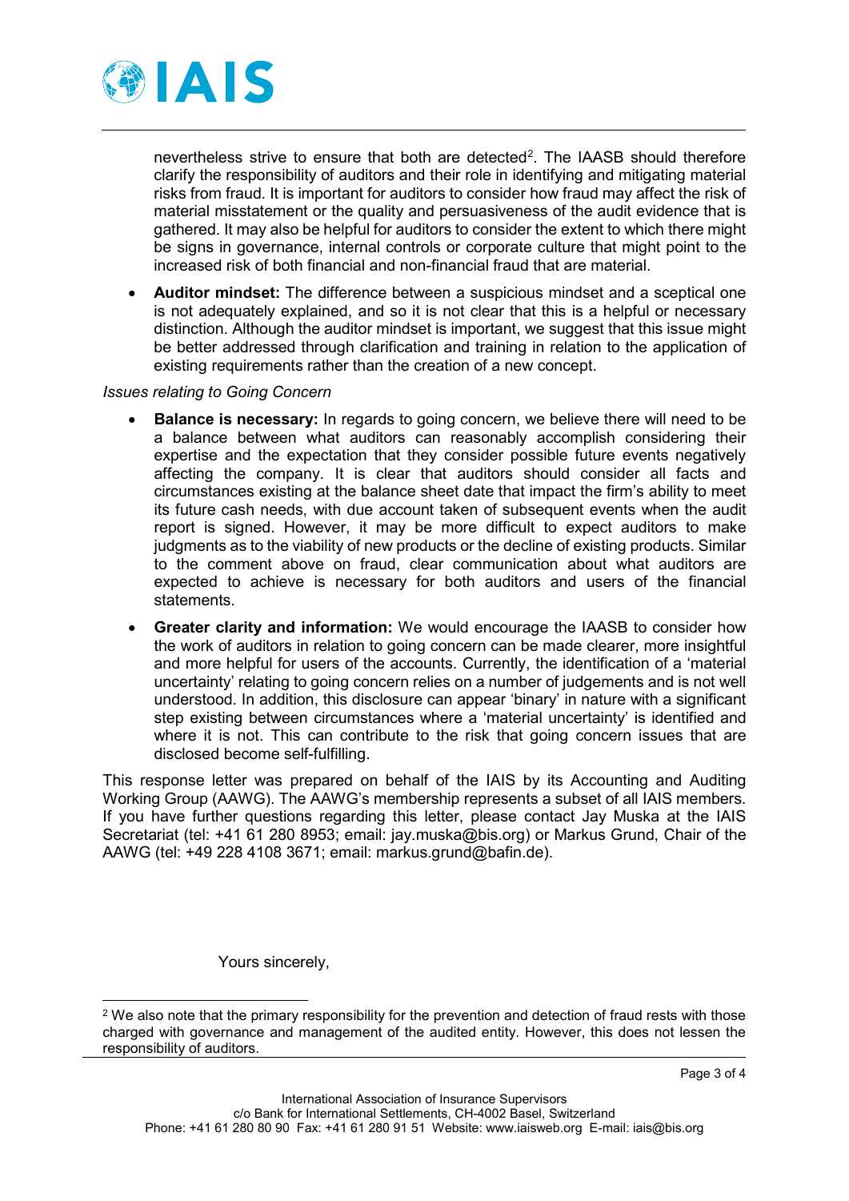nevertheless strive to ensure that both are detected[2]. The IAASB should therefore clarify the responsibility of auditors and their role in identifying and mitigating material risks from fraud. It is important for auditors to consider how fraud may affect the risk of material misstatement or the quality and persuasiveness of the audit evidence that is gathered. It may also be helpful for auditors to consider the extent to which there might be signs in governance, internal controls or corporate culture that might point to the increased risk of both financial and non-financial fraud that are material.

- **Auditor mindset:** The difference between a suspicious mindset and a sceptical one is not adequately explained, and so it is not clear that this is a helpful or necessary distinction. Although the auditor mindset is important, we suggest that this issue might be better addressed through clarification and training in relation to the application of existing requirements rather than the creation of a new concept.

*Issues relating to Going Concern*

- **Balance is necessary:** In regards to going concern, we believe there will need to be a balance between what auditors can reasonably accomplish considering their expertise and the expectation that they consider possible future events negatively affecting the company. It is clear that auditors should consider all facts and circumstances existing at the balance sheet date that impact the firm's ability to meet its future cash needs, with due account taken of subsequent events when the audit report is signed. However, it may be more difficult to expect auditors to make judgments as to the viability of new products or the decline of existing products. Similar to the comment above on fraud, clear communication about what auditors are expected to achieve is necessary for both auditors and users of the financial statements.
- **Greater clarity and information:** We would encourage the IAASB to consider how the work of auditors in relation to going concern can be made clearer, more insightful and more helpful for users of the accounts. Currently, the identification of a 'material uncertainty' relating to going concern relies on a number of judgements and is not well understood. In addition, this disclosure can appear 'binary' in nature with a significant step existing between circumstances where a 'material uncertainty' is identified and where it is not. This can contribute to the risk that going concern issues that are disclosed become self-fulfilling.

This response letter was prepared on behalf of the IAIS by its Accounting and Auditing Working Group (AAWG). The AAWG's membership represents a subset of all IAIS members. If you have further questions regarding this letter, please contact Jay Muska at the IAIS Secretariat (tel: +41 61 280 8953; email: jay.muska@bis.org) or Markus Grund, Chair of the AAWG (tel: +49 228 4108 3671; email: markus.grund@bafin.de).

Yours sincerely,

[2] We also note that the primary responsibility for the prevention and detection of fraud rests with those charged with governance and management of the audited entity. However, this does not lessen the responsibility of auditors.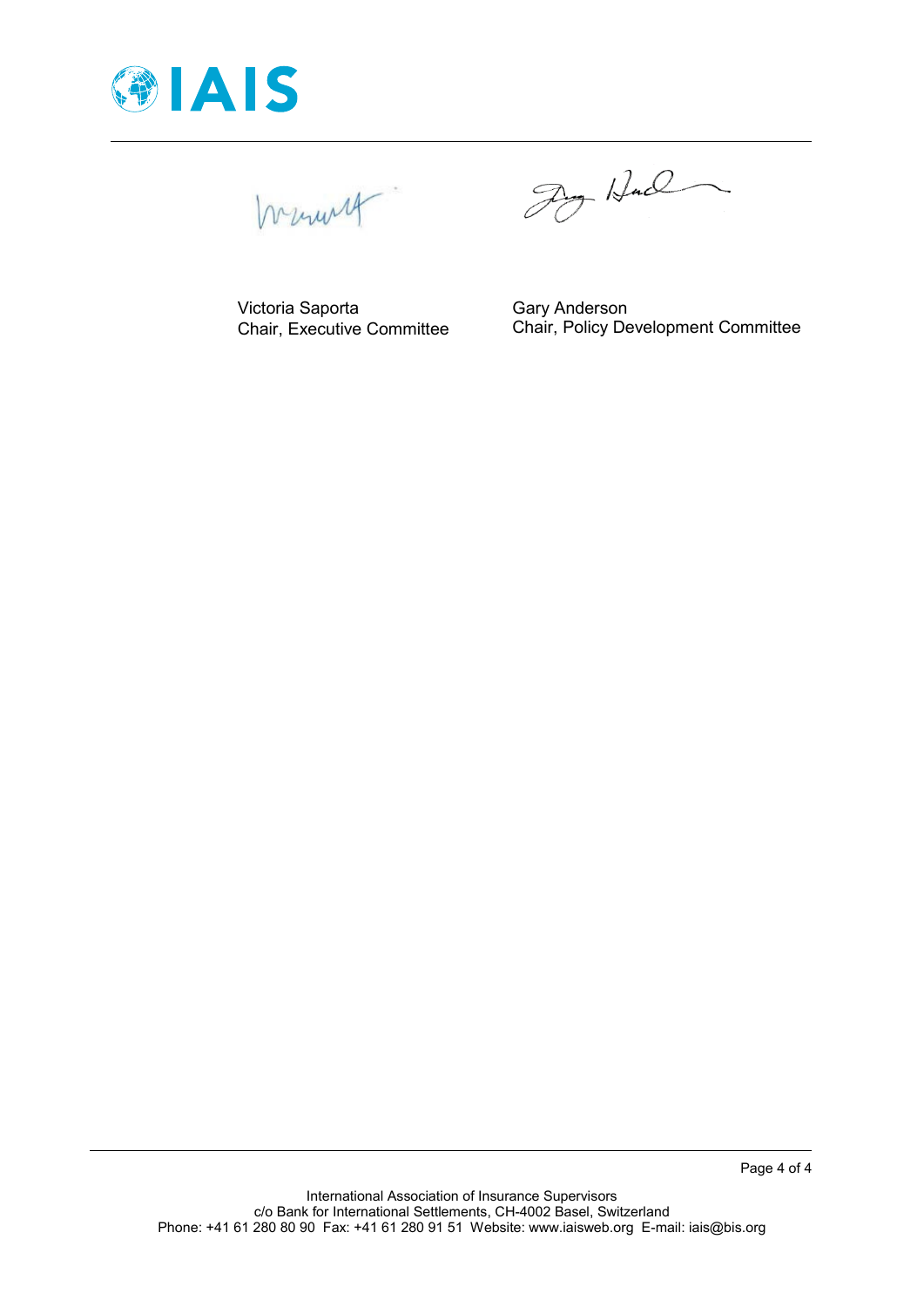Victoria Saporta
Chair, Executive Committee

Gary Anderson
Chair, Policy Development Committee